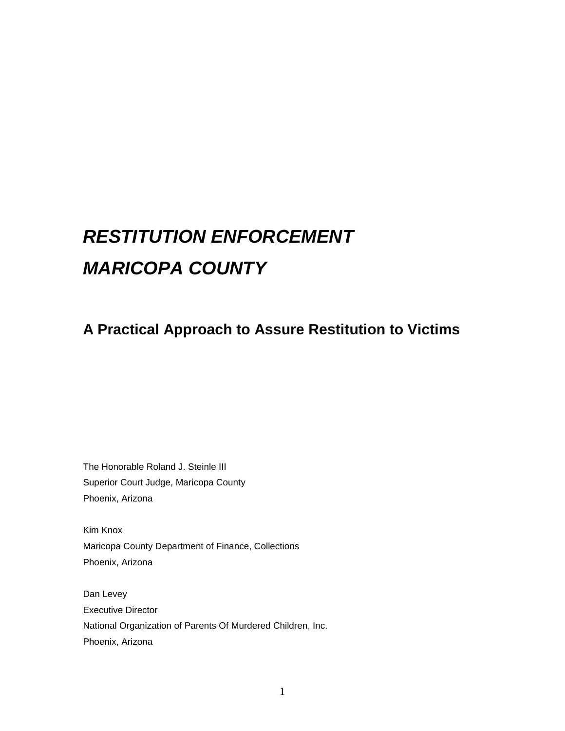# ***RESTITUTION ENFORCEMENT***
# ***MARICOPA COUNTY***

## A Practical Approach to Assure Restitution to Victims

The Honorable Roland J. Steinle III
Superior Court Judge, Maricopa County
Phoenix, Arizona

Kim Knox
Maricopa County Department of Finance, Collections
Phoenix, Arizona

Dan Levey
Executive Director
National Organization of Parents Of Murdered Children, Inc.
Phoenix, Arizona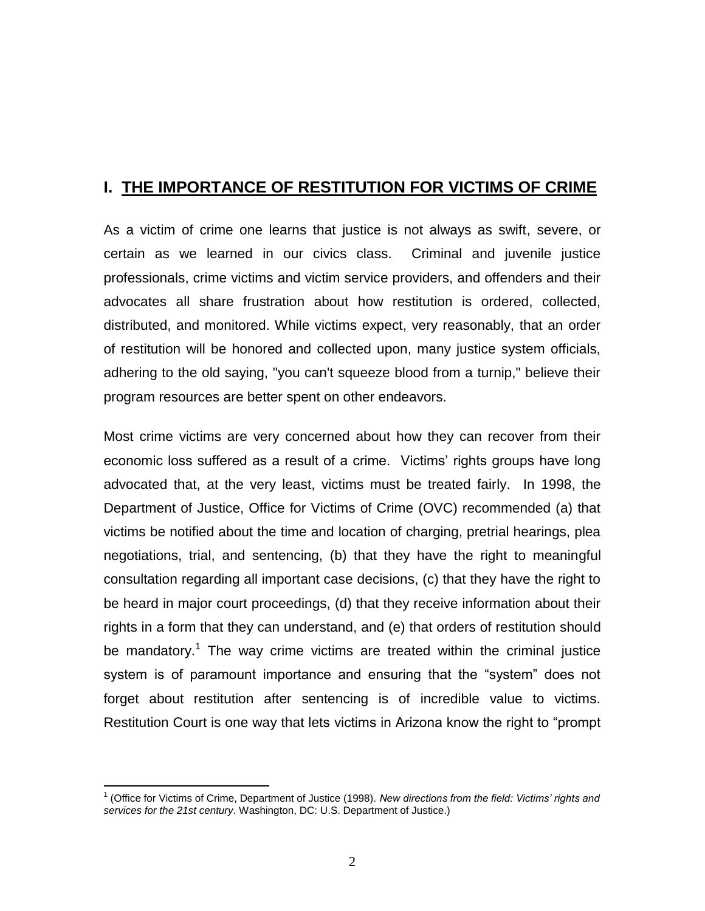## I. THE IMPORTANCE OF RESTITUTION FOR VICTIMS OF CRIME

As a victim of crime one learns that justice is not always as swift, severe, or certain as we learned in our civics class. Criminal and juvenile justice professionals, crime victims and victim service providers, and offenders and their advocates all share frustration about how restitution is ordered, collected, distributed, and monitored. While victims expect, very reasonably, that an order of restitution will be honored and collected upon, many justice system officials, adhering to the old saying, "you can't squeeze blood from a turnip," believe their program resources are better spent on other endeavors.

Most crime victims are very concerned about how they can recover from their economic loss suffered as a result of a crime. Victims' rights groups have long advocated that, at the very least, victims must be treated fairly. In 1998, the Department of Justice, Office for Victims of Crime (OVC) recommended (a) that victims be notified about the time and location of charging, pretrial hearings, plea negotiations, trial, and sentencing, (b) that they have the right to meaningful consultation regarding all important case decisions, (c) that they have the right to be heard in major court proceedings, (d) that they receive information about their rights in a form that they can understand, and (e) that orders of restitution should be mandatory.[1] The way crime victims are treated within the criminal justice system is of paramount importance and ensuring that the "system" does not forget about restitution after sentencing is of incredible value to victims. Restitution Court is one way that lets victims in Arizona know the right to "prompt

[1] (Office for Victims of Crime, Department of Justice (1998). *New directions from the field: Victims' rights and services for the 21st century*. Washington, DC: U.S. Department of Justice.)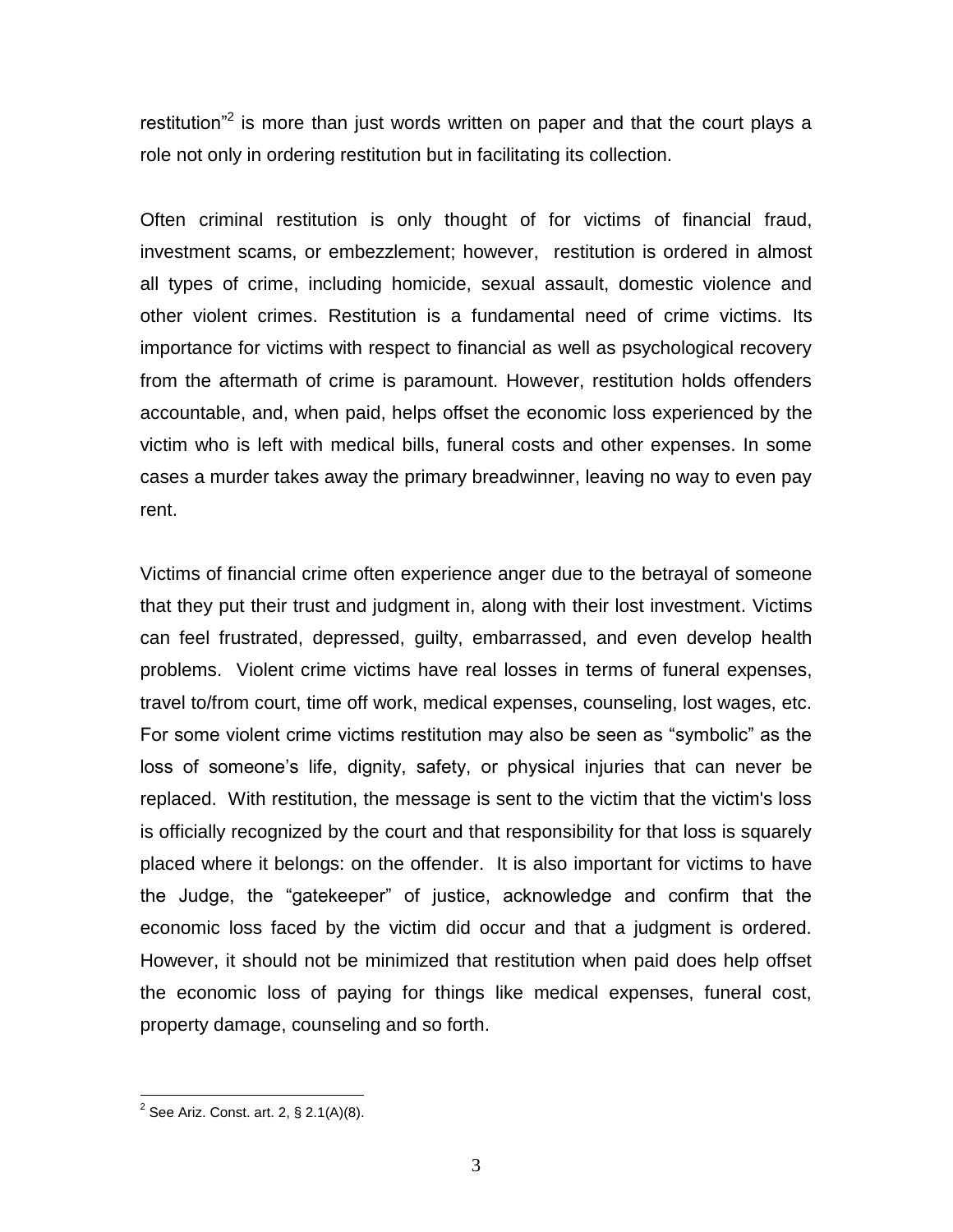restitution"[2] is more than just words written on paper and that the court plays a role not only in ordering restitution but in facilitating its collection.

Often criminal restitution is only thought of for victims of financial fraud, investment scams, or embezzlement; however, restitution is ordered in almost all types of crime, including homicide, sexual assault, domestic violence and other violent crimes. Restitution is a fundamental need of crime victims. Its importance for victims with respect to financial as well as psychological recovery from the aftermath of crime is paramount. However, restitution holds offenders accountable, and, when paid, helps offset the economic loss experienced by the victim who is left with medical bills, funeral costs and other expenses. In some cases a murder takes away the primary breadwinner, leaving no way to even pay rent.

Victims of financial crime often experience anger due to the betrayal of someone that they put their trust and judgment in, along with their lost investment. Victims can feel frustrated, depressed, guilty, embarrassed, and even develop health problems. Violent crime victims have real losses in terms of funeral expenses, travel to/from court, time off work, medical expenses, counseling, lost wages, etc. For some violent crime victims restitution may also be seen as "symbolic" as the loss of someone's life, dignity, safety, or physical injuries that can never be replaced. With restitution, the message is sent to the victim that the victim's loss is officially recognized by the court and that responsibility for that loss is squarely placed where it belongs: on the offender. It is also important for victims to have the Judge, the "gatekeeper" of justice, acknowledge and confirm that the economic loss faced by the victim did occur and that a judgment is ordered. However, it should not be minimized that restitution when paid does help offset the economic loss of paying for things like medical expenses, funeral cost, property damage, counseling and so forth.

[2] See Ariz. Const. art. 2, § 2.1(A)(8).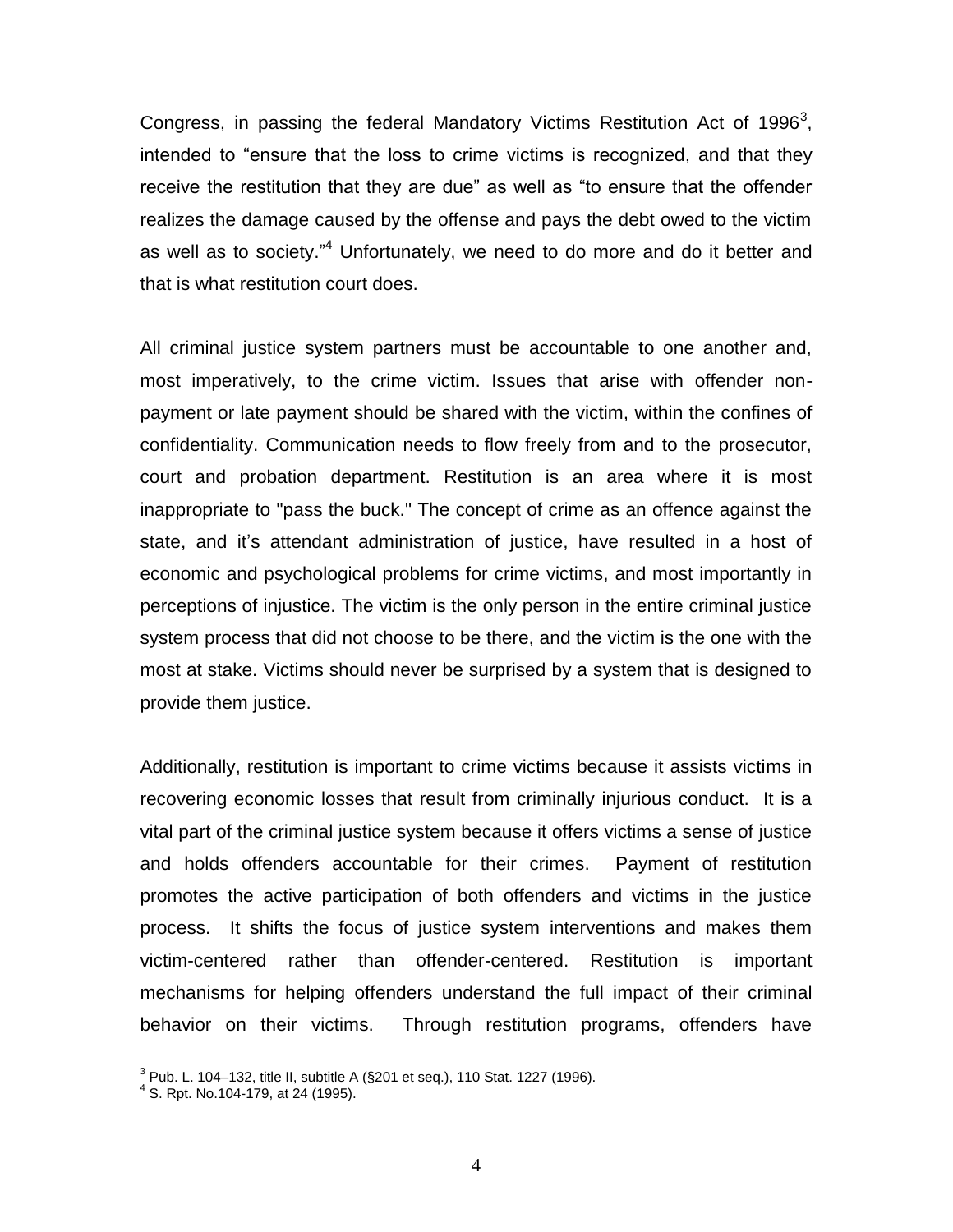Congress, in passing the federal Mandatory Victims Restitution Act of 1996[3], intended to "ensure that the loss to crime victims is recognized, and that they receive the restitution that they are due" as well as "to ensure that the offender realizes the damage caused by the offense and pays the debt owed to the victim as well as to society."[4] Unfortunately, we need to do more and do it better and that is what restitution court does.

All criminal justice system partners must be accountable to one another and, most imperatively, to the crime victim. Issues that arise with offender non-payment or late payment should be shared with the victim, within the confines of confidentiality. Communication needs to flow freely from and to the prosecutor, court and probation department. Restitution is an area where it is most inappropriate to "pass the buck." The concept of crime as an offence against the state, and it's attendant administration of justice, have resulted in a host of economic and psychological problems for crime victims, and most importantly in perceptions of injustice. The victim is the only person in the entire criminal justice system process that did not choose to be there, and the victim is the one with the most at stake. Victims should never be surprised by a system that is designed to provide them justice.

Additionally, restitution is important to crime victims because it assists victims in recovering economic losses that result from criminally injurious conduct. It is a vital part of the criminal justice system because it offers victims a sense of justice and holds offenders accountable for their crimes. Payment of restitution promotes the active participation of both offenders and victims in the justice process. It shifts the focus of justice system interventions and makes them victim-centered rather than offender-centered. Restitution is important mechanisms for helping offenders understand the full impact of their criminal behavior on their victims. Through restitution programs, offenders have

---

[3] Pub. L. 104–132, title II, subtitle A (§201 et seq.), 110 Stat. 1227 (1996).

[4] S. Rpt. No.104-179, at 24 (1995).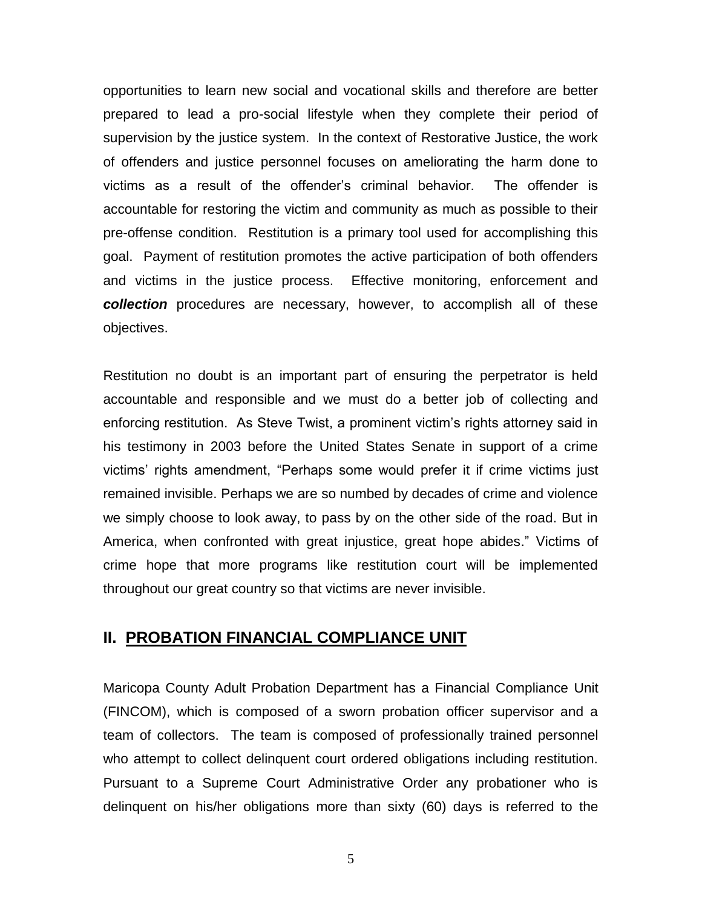opportunities to learn new social and vocational skills and therefore are better prepared to lead a pro-social lifestyle when they complete their period of supervision by the justice system. In the context of Restorative Justice, the work of offenders and justice personnel focuses on ameliorating the harm done to victims as a result of the offender's criminal behavior. The offender is accountable for restoring the victim and community as much as possible to their pre-offense condition. Restitution is a primary tool used for accomplishing this goal. Payment of restitution promotes the active participation of both offenders and victims in the justice process. Effective monitoring, enforcement and ***collection*** procedures are necessary, however, to accomplish all of these objectives.

Restitution no doubt is an important part of ensuring the perpetrator is held accountable and responsible and we must do a better job of collecting and enforcing restitution. As Steve Twist, a prominent victim's rights attorney said in his testimony in 2003 before the United States Senate in support of a crime victims' rights amendment, "Perhaps some would prefer it if crime victims just remained invisible. Perhaps we are so numbed by decades of crime and violence we simply choose to look away, to pass by on the other side of the road. But in America, when confronted with great injustice, great hope abides." Victims of crime hope that more programs like restitution court will be implemented throughout our great country so that victims are never invisible.

## II. PROBATION FINANCIAL COMPLIANCE UNIT

Maricopa County Adult Probation Department has a Financial Compliance Unit (FINCOM), which is composed of a sworn probation officer supervisor and a team of collectors. The team is composed of professionally trained personnel who attempt to collect delinquent court ordered obligations including restitution. Pursuant to a Supreme Court Administrative Order any probationer who is delinquent on his/her obligations more than sixty (60) days is referred to the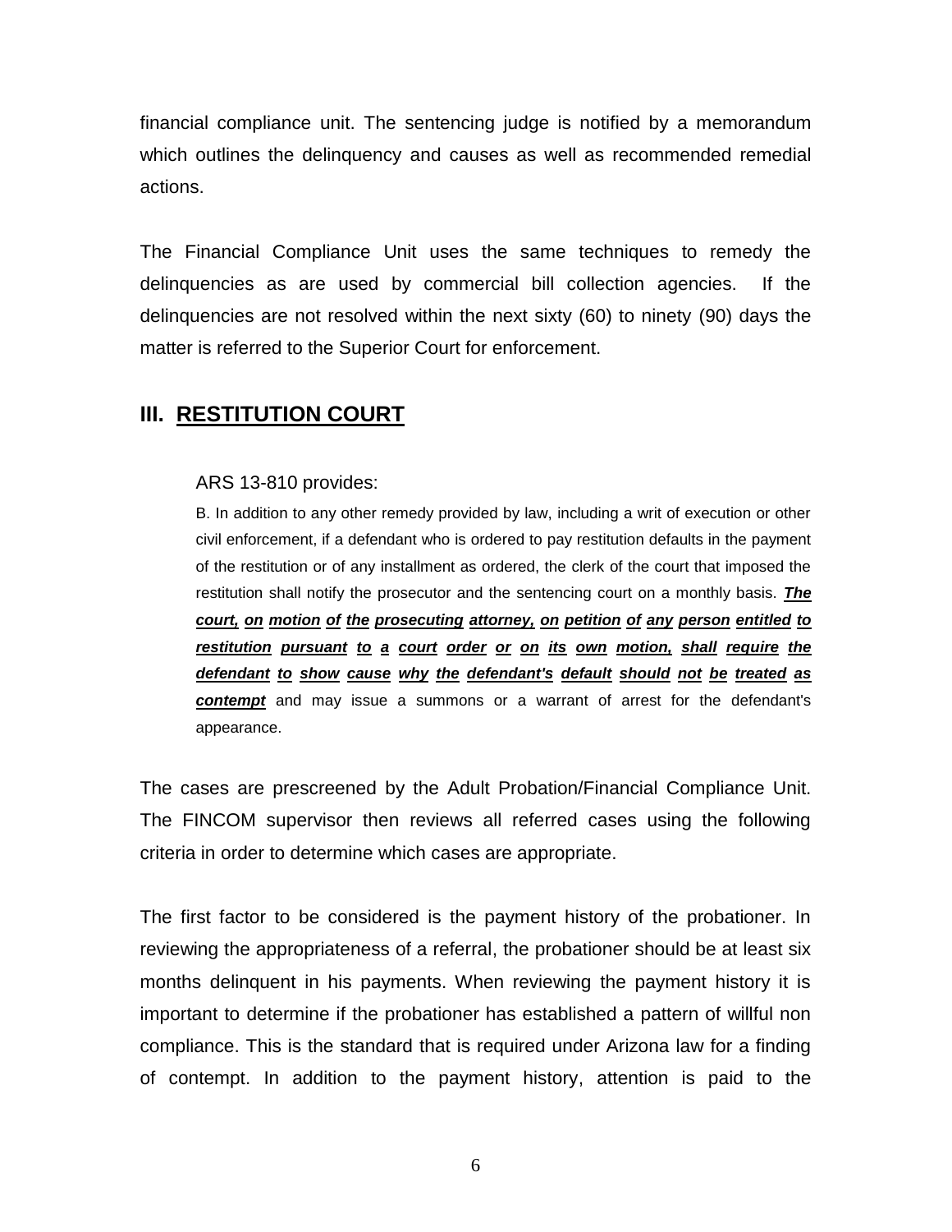financial compliance unit. The sentencing judge is notified by a memorandum which outlines the delinquency and causes as well as recommended remedial actions.

The Financial Compliance Unit uses the same techniques to remedy the delinquencies as are used by commercial bill collection agencies. If the delinquencies are not resolved within the next sixty (60) to ninety (90) days the matter is referred to the Superior Court for enforcement.

## III. RESTITUTION COURT

ARS 13-810 provides:

> B. In addition to any other remedy provided by law, including a writ of execution or other civil enforcement, if a defendant who is ordered to pay restitution defaults in the payment of the restitution or of any installment as ordered, the clerk of the court that imposed the restitution shall notify the prosecutor and the sentencing court on a monthly basis. ***The court, on motion of the prosecuting attorney, on petition of any person entitled to restitution pursuant to a court order or on its own motion, shall require the defendant to show cause why the defendant's default should not be treated as contempt*** and may issue a summons or a warrant of arrest for the defendant's appearance.

The cases are prescreened by the Adult Probation/Financial Compliance Unit. The FINCOM supervisor then reviews all referred cases using the following criteria in order to determine which cases are appropriate.

The first factor to be considered is the payment history of the probationer. In reviewing the appropriateness of a referral, the probationer should be at least six months delinquent in his payments. When reviewing the payment history it is important to determine if the probationer has established a pattern of willful non compliance. This is the standard that is required under Arizona law for a finding of contempt. In addition to the payment history, attention is paid to the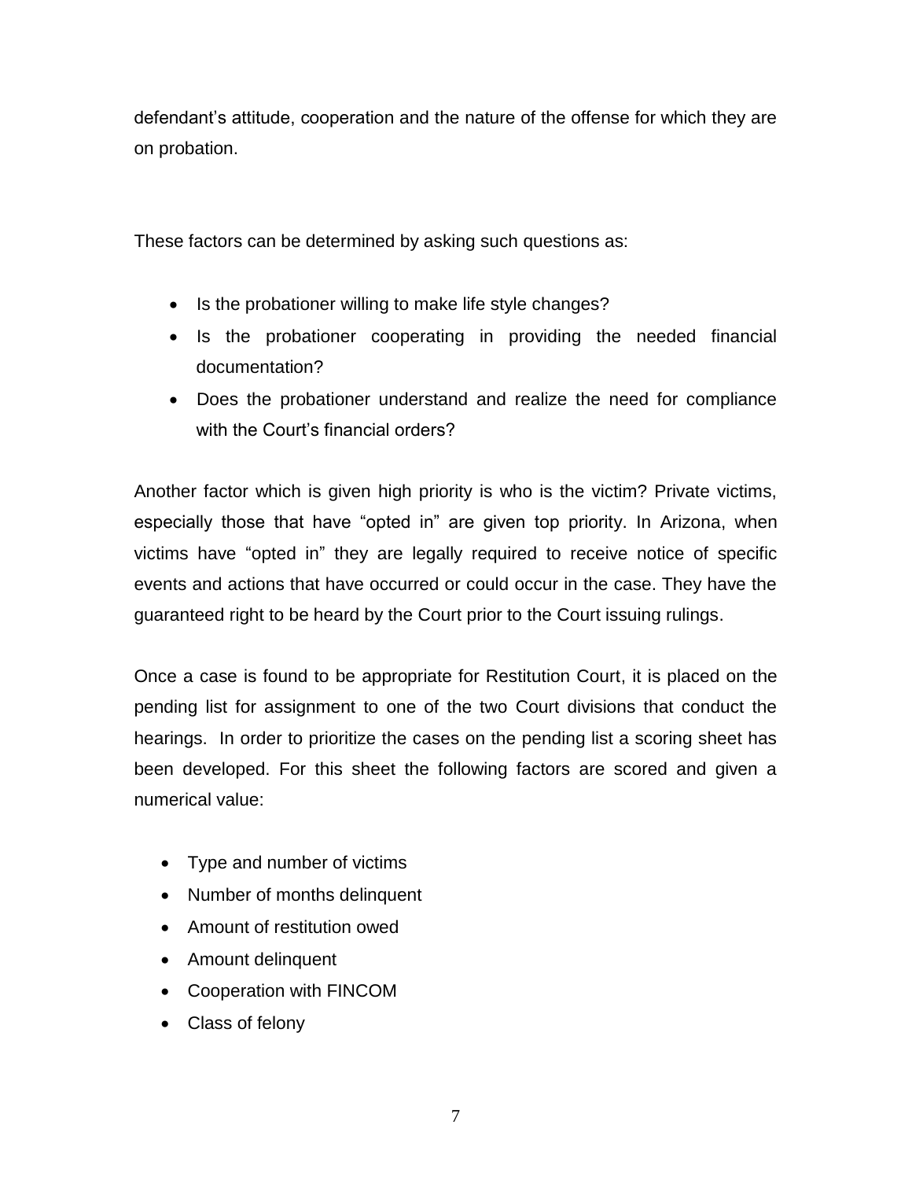defendant’s attitude, cooperation and the nature of the offense for which they are on probation.

These factors can be determined by asking such questions as:

- Is the probationer willing to make life style changes?
- Is the probationer cooperating in providing the needed financial documentation?
- Does the probationer understand and realize the need for compliance with the Court’s financial orders?

Another factor which is given high priority is who is the victim? Private victims, especially those that have “opted in” are given top priority. In Arizona, when victims have “opted in” they are legally required to receive notice of specific events and actions that have occurred or could occur in the case. They have the guaranteed right to be heard by the Court prior to the Court issuing rulings.

Once a case is found to be appropriate for Restitution Court, it is placed on the pending list for assignment to one of the two Court divisions that conduct the hearings. In order to prioritize the cases on the pending list a scoring sheet has been developed. For this sheet the following factors are scored and given a numerical value:

- Type and number of victims
- Number of months delinquent
- Amount of restitution owed
- Amount delinquent
- Cooperation with FINCOM
- Class of felony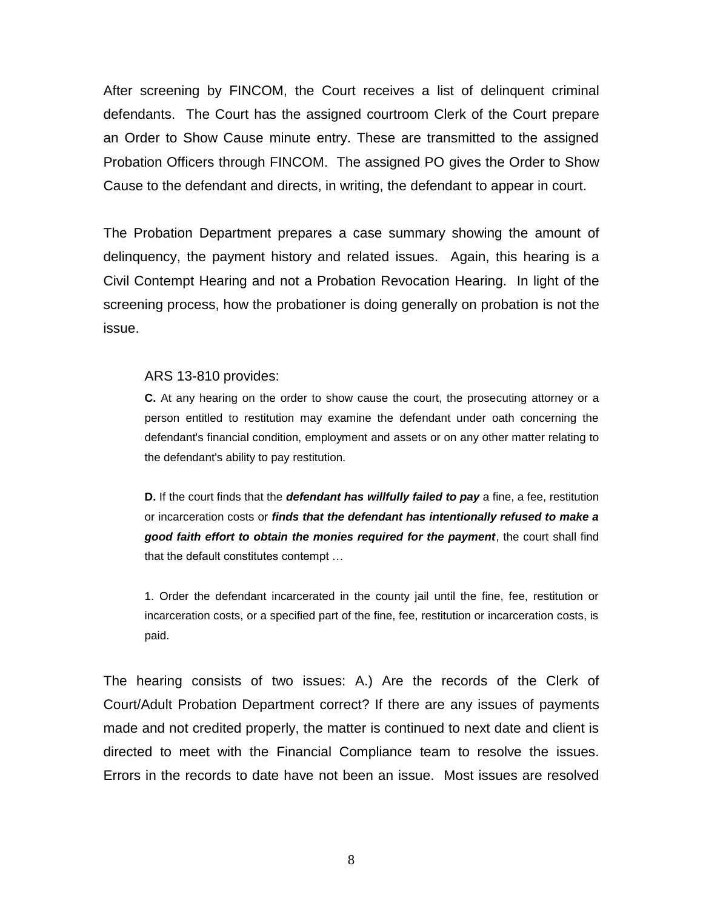After screening by FINCOM, the Court receives a list of delinquent criminal defendants. The Court has the assigned courtroom Clerk of the Court prepare an Order to Show Cause minute entry. These are transmitted to the assigned Probation Officers through FINCOM. The assigned PO gives the Order to Show Cause to the defendant and directs, in writing, the defendant to appear in court.

The Probation Department prepares a case summary showing the amount of delinquency, the payment history and related issues. Again, this hearing is a Civil Contempt Hearing and not a Probation Revocation Hearing. In light of the screening process, how the probationer is doing generally on probation is not the issue.

> ARS 13-810 provides:
>
> **C.** At any hearing on the order to show cause the court, the prosecuting attorney or a person entitled to restitution may examine the defendant under oath concerning the defendant's financial condition, employment and assets or on any other matter relating to the defendant's ability to pay restitution.
>
> **D.** If the court finds that the ***defendant has willfully failed to pay*** a fine, a fee, restitution or incarceration costs or ***finds that the defendant has intentionally refused to make a good faith effort to obtain the monies required for the payment***, the court shall find that the default constitutes contempt …
>
> 1. Order the defendant incarcerated in the county jail until the fine, fee, restitution or incarceration costs, or a specified part of the fine, fee, restitution or incarceration costs, is paid.

The hearing consists of two issues: A.) Are the records of the Clerk of Court/Adult Probation Department correct? If there are any issues of payments made and not credited properly, the matter is continued to next date and client is directed to meet with the Financial Compliance team to resolve the issues. Errors in the records to date have not been an issue. Most issues are resolved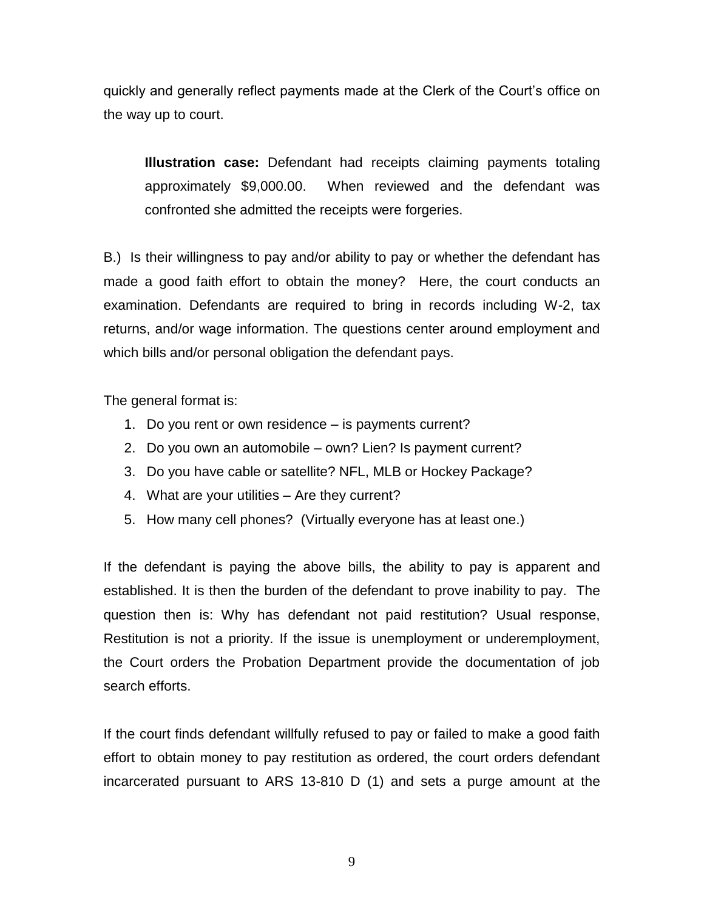quickly and generally reflect payments made at the Clerk of the Court's office on the way up to court.

> **Illustration case:** Defendant had receipts claiming payments totaling approximately $9,000.00. When reviewed and the defendant was confronted she admitted the receipts were forgeries.

B.) Is their willingness to pay and/or ability to pay or whether the defendant has made a good faith effort to obtain the money? Here, the court conducts an examination. Defendants are required to bring in records including W-2, tax returns, and/or wage information. The questions center around employment and which bills and/or personal obligation the defendant pays.

The general format is:

1. Do you rent or own residence – is payments current?
2. Do you own an automobile – own? Lien? Is payment current?
3. Do you have cable or satellite? NFL, MLB or Hockey Package?
4. What are your utilities – Are they current?
5. How many cell phones? (Virtually everyone has at least one.)

If the defendant is paying the above bills, the ability to pay is apparent and established. It is then the burden of the defendant to prove inability to pay. The question then is: Why has defendant not paid restitution? Usual response, Restitution is not a priority. If the issue is unemployment or underemployment, the Court orders the Probation Department provide the documentation of job search efforts.

If the court finds defendant willfully refused to pay or failed to make a good faith effort to obtain money to pay restitution as ordered, the court orders defendant incarcerated pursuant to ARS 13-810 D (1) and sets a purge amount at the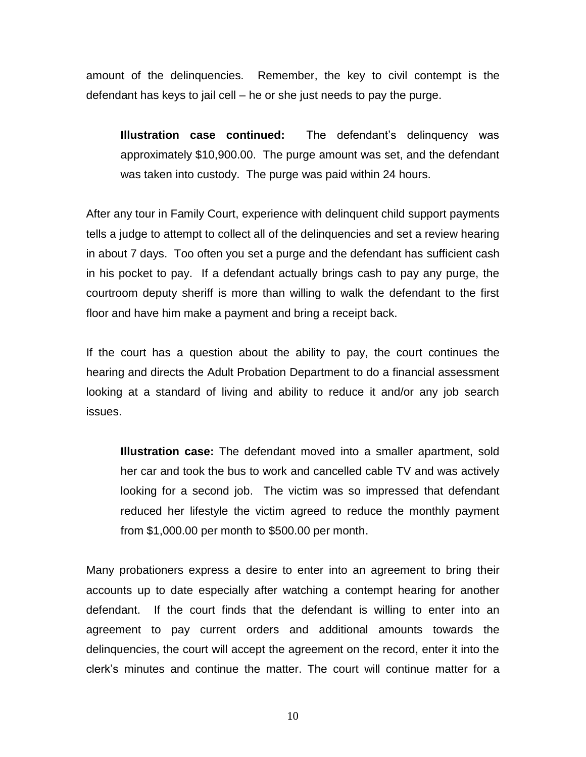amount of the delinquencies. Remember, the key to civil contempt is the defendant has keys to jail cell – he or she just needs to pay the purge.

> **Illustration case continued:** The defendant's delinquency was approximately $10,900.00. The purge amount was set, and the defendant was taken into custody. The purge was paid within 24 hours.

After any tour in Family Court, experience with delinquent child support payments tells a judge to attempt to collect all of the delinquencies and set a review hearing in about 7 days. Too often you set a purge and the defendant has sufficient cash in his pocket to pay. If a defendant actually brings cash to pay any purge, the courtroom deputy sheriff is more than willing to walk the defendant to the first floor and have him make a payment and bring a receipt back.

If the court has a question about the ability to pay, the court continues the hearing and directs the Adult Probation Department to do a financial assessment looking at a standard of living and ability to reduce it and/or any job search issues.

> **Illustration case:** The defendant moved into a smaller apartment, sold her car and took the bus to work and cancelled cable TV and was actively looking for a second job. The victim was so impressed that defendant reduced her lifestyle the victim agreed to reduce the monthly payment from $1,000.00 per month to $500.00 per month.

Many probationers express a desire to enter into an agreement to bring their accounts up to date especially after watching a contempt hearing for another defendant. If the court finds that the defendant is willing to enter into an agreement to pay current orders and additional amounts towards the delinquencies, the court will accept the agreement on the record, enter it into the clerk's minutes and continue the matter. The court will continue matter for a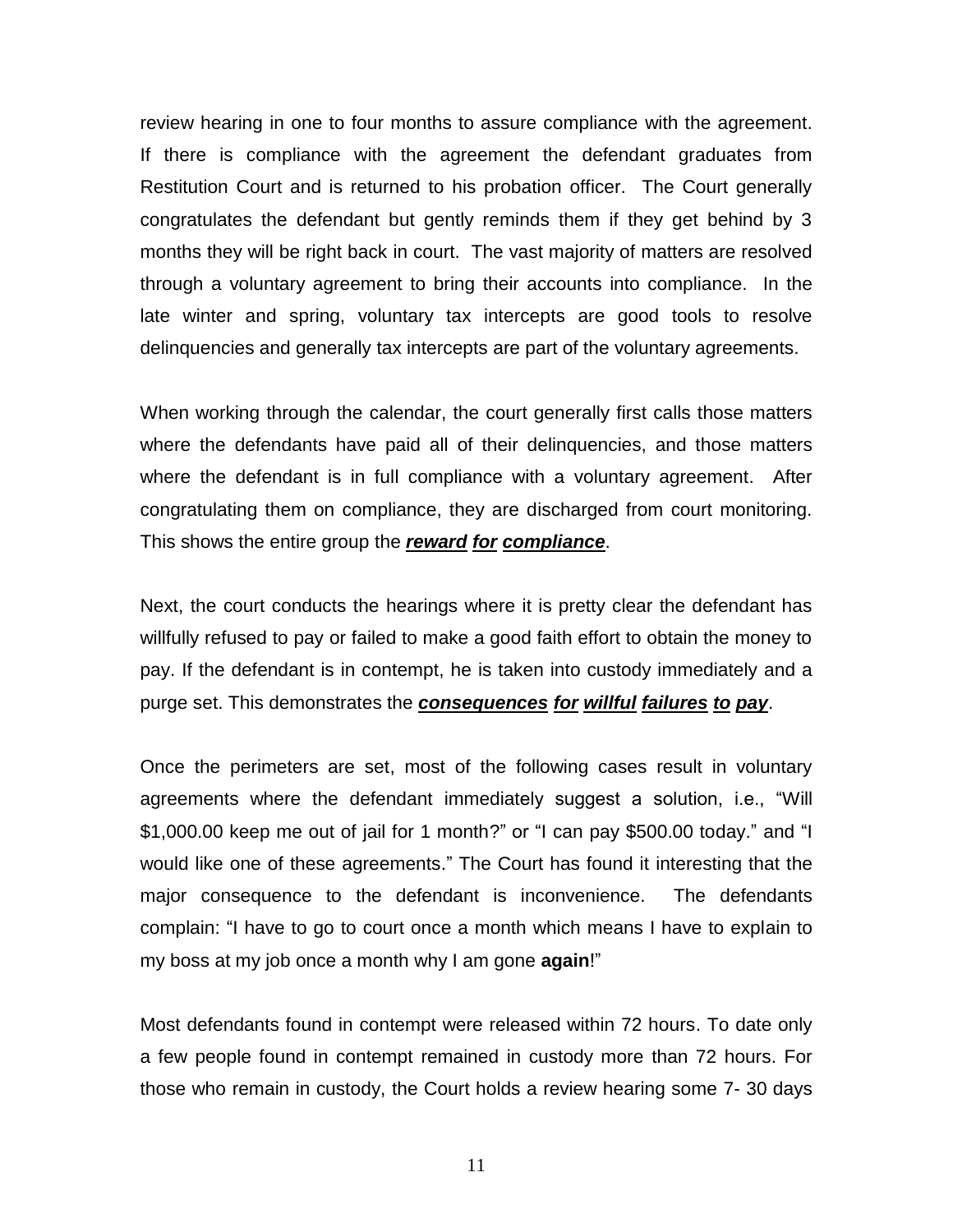review hearing in one to four months to assure compliance with the agreement. If there is compliance with the agreement the defendant graduates from Restitution Court and is returned to his probation officer. The Court generally congratulates the defendant but gently reminds them if they get behind by 3 months they will be right back in court. The vast majority of matters are resolved through a voluntary agreement to bring their accounts into compliance. In the late winter and spring, voluntary tax intercepts are good tools to resolve delinquencies and generally tax intercepts are part of the voluntary agreements.

When working through the calendar, the court generally first calls those matters where the defendants have paid all of their delinquencies, and those matters where the defendant is in full compliance with a voluntary agreement. After congratulating them on compliance, they are discharged from court monitoring. This shows the entire group the <u>***reward for compliance***</u>.

Next, the court conducts the hearings where it is pretty clear the defendant has willfully refused to pay or failed to make a good faith effort to obtain the money to pay. If the defendant is in contempt, he is taken into custody immediately and a purge set. This demonstrates the <u>***consequences for willful failures to pay***</u>.

Once the perimeters are set, most of the following cases result in voluntary agreements where the defendant immediately suggest a solution, i.e., "Will $1,000.00 keep me out of jail for 1 month?" or "I can pay $500.00 today." and "I would like one of these agreements." The Court has found it interesting that the major consequence to the defendant is inconvenience. The defendants complain: "I have to go to court once a month which means I have to explain to my boss at my job once a month why I am gone **again**!"

Most defendants found in contempt were released within 72 hours. To date only a few people found in contempt remained in custody more than 72 hours. For those who remain in custody, the Court holds a review hearing some 7- 30 days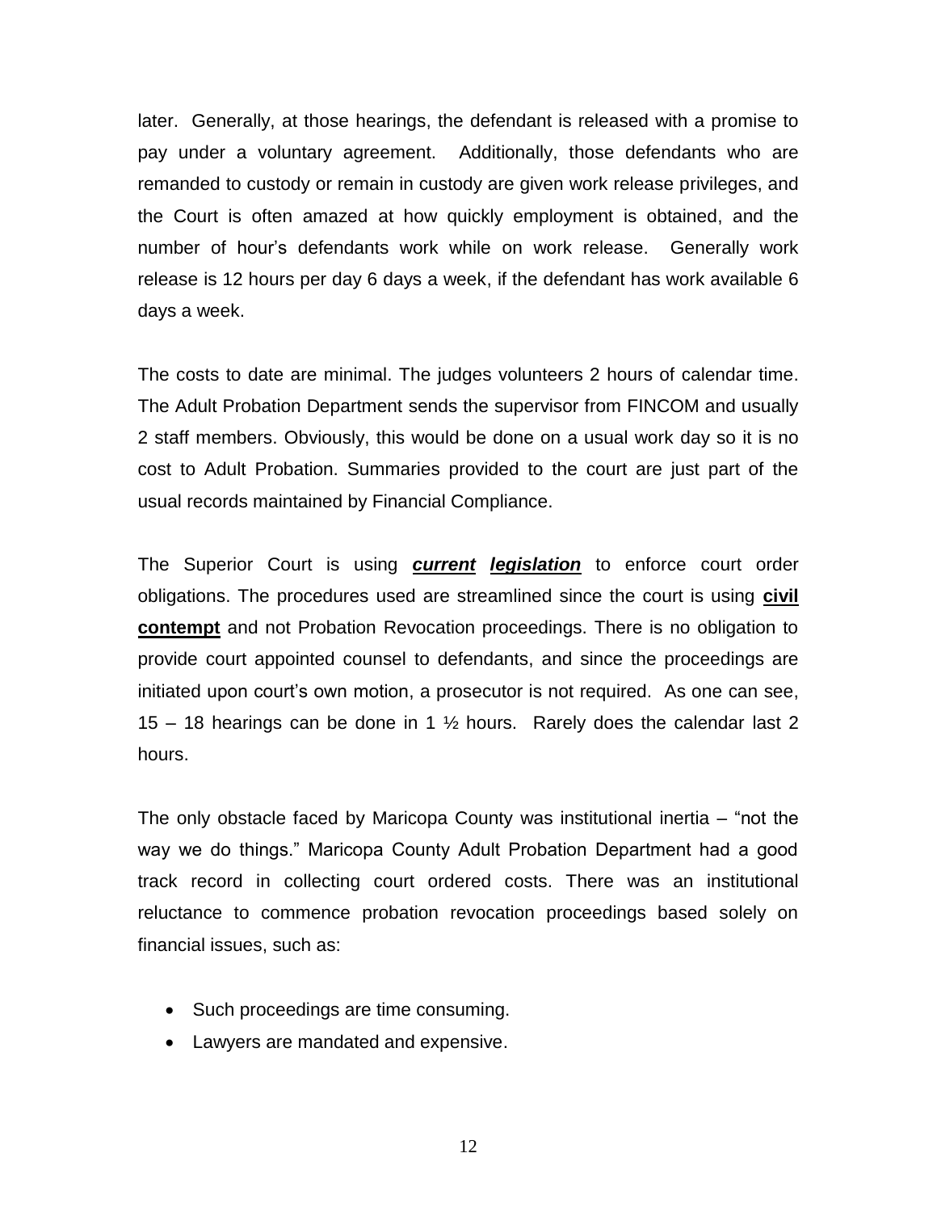later. Generally, at those hearings, the defendant is released with a promise to pay under a voluntary agreement. Additionally, those defendants who are remanded to custody or remain in custody are given work release privileges, and the Court is often amazed at how quickly employment is obtained, and the number of hour's defendants work while on work release. Generally work release is 12 hours per day 6 days a week, if the defendant has work available 6 days a week.

The costs to date are minimal. The judges volunteers 2 hours of calendar time. The Adult Probation Department sends the supervisor from FINCOM and usually 2 staff members. Obviously, this would be done on a usual work day so it is no cost to Adult Probation. Summaries provided to the court are just part of the usual records maintained by Financial Compliance.

The Superior Court is using ***current legislation*** to enforce court order obligations. The procedures used are streamlined since the court is using **civil contempt** and not Probation Revocation proceedings. There is no obligation to provide court appointed counsel to defendants, and since the proceedings are initiated upon court's own motion, a prosecutor is not required. As one can see, 15 – 18 hearings can be done in 1 ½ hours. Rarely does the calendar last 2 hours.

The only obstacle faced by Maricopa County was institutional inertia – "not the way we do things." Maricopa County Adult Probation Department had a good track record in collecting court ordered costs. There was an institutional reluctance to commence probation revocation proceedings based solely on financial issues, such as:

- Such proceedings are time consuming.
- Lawyers are mandated and expensive.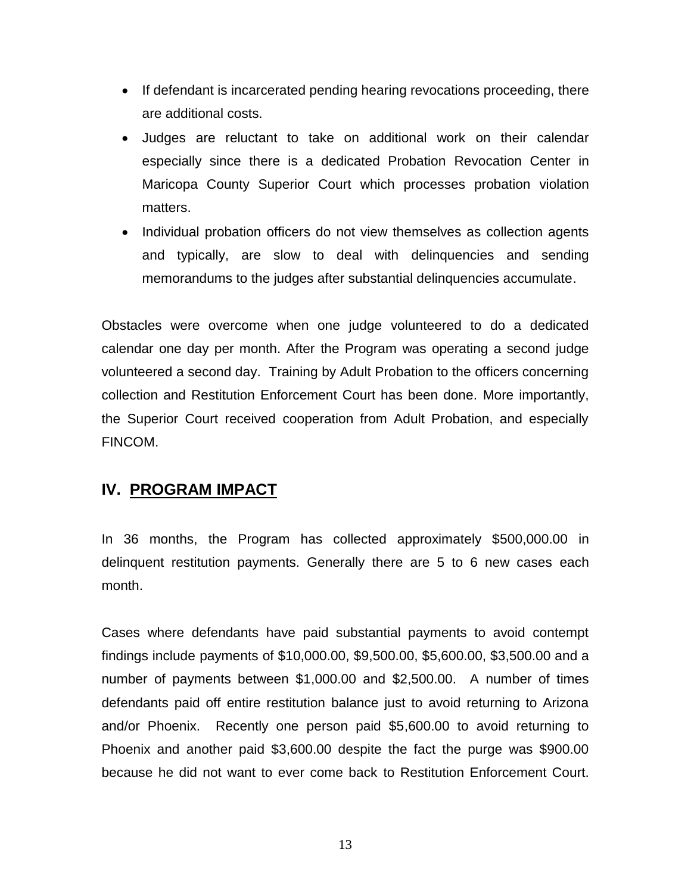- If defendant is incarcerated pending hearing revocations proceeding, there are additional costs.
- Judges are reluctant to take on additional work on their calendar especially since there is a dedicated Probation Revocation Center in Maricopa County Superior Court which processes probation violation matters.
- Individual probation officers do not view themselves as collection agents and typically, are slow to deal with delinquencies and sending memorandums to the judges after substantial delinquencies accumulate.

Obstacles were overcome when one judge volunteered to do a dedicated calendar one day per month. After the Program was operating a second judge volunteered a second day. Training by Adult Probation to the officers concerning collection and Restitution Enforcement Court has been done. More importantly, the Superior Court received cooperation from Adult Probation, and especially FINCOM.

## IV. PROGRAM IMPACT

In 36 months, the Program has collected approximately $500,000.00 in delinquent restitution payments. Generally there are 5 to 6 new cases each month.

Cases where defendants have paid substantial payments to avoid contempt findings include payments of $10,000.00, $9,500.00, $5,600.00, $3,500.00 and a number of payments between $1,000.00 and $2,500.00. A number of times defendants paid off entire restitution balance just to avoid returning to Arizona and/or Phoenix. Recently one person paid $5,600.00 to avoid returning to Phoenix and another paid $3,600.00 despite the fact the purge was $900.00 because he did not want to ever come back to Restitution Enforcement Court.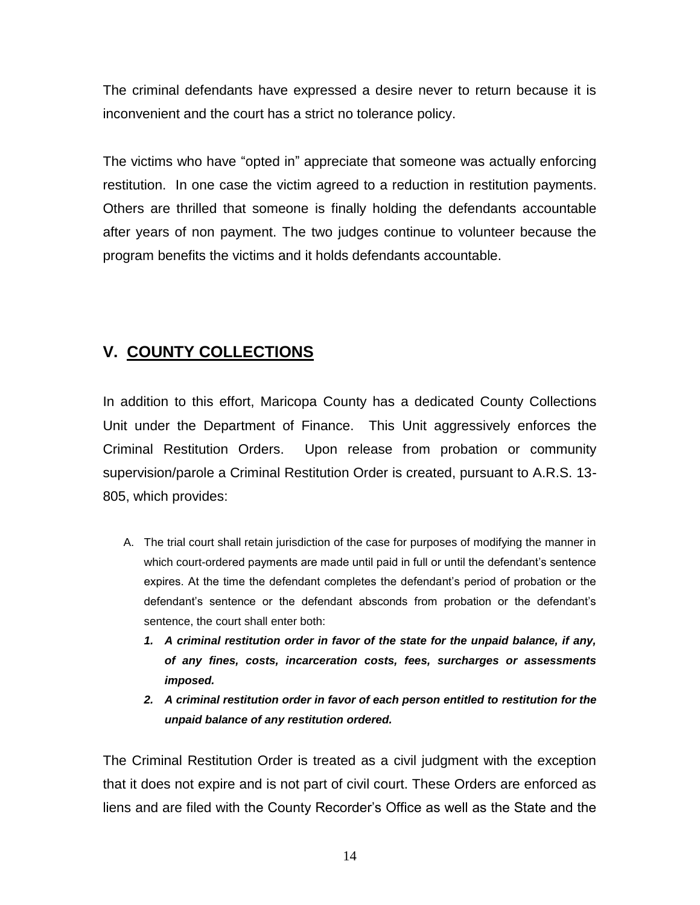The criminal defendants have expressed a desire never to return because it is inconvenient and the court has a strict no tolerance policy.

The victims who have "opted in" appreciate that someone was actually enforcing restitution. In one case the victim agreed to a reduction in restitution payments. Others are thrilled that someone is finally holding the defendants accountable after years of non payment. The two judges continue to volunteer because the program benefits the victims and it holds defendants accountable.

## V. <u>COUNTY COLLECTIONS</u>

In addition to this effort, Maricopa County has a dedicated County Collections Unit under the Department of Finance. This Unit aggressively enforces the Criminal Restitution Orders. Upon release from probation or community supervision/parole a Criminal Restitution Order is created, pursuant to A.R.S. 13-805, which provides:

A. The trial court shall retain jurisdiction of the case for purposes of modifying the manner in which court-ordered payments are made until paid in full or until the defendant's sentence expires. At the time the defendant completes the defendant's period of probation or the defendant's sentence or the defendant absconds from probation or the defendant's sentence, the court shall enter both:

   1. ***A criminal restitution order in favor of the state for the unpaid balance, if any, of any fines, costs, incarceration costs, fees, surcharges or assessments imposed.***
   2. ***A criminal restitution order in favor of each person entitled to restitution for the unpaid balance of any restitution ordered.***

The Criminal Restitution Order is treated as a civil judgment with the exception that it does not expire and is not part of civil court. These Orders are enforced as liens and are filed with the County Recorder's Office as well as the State and the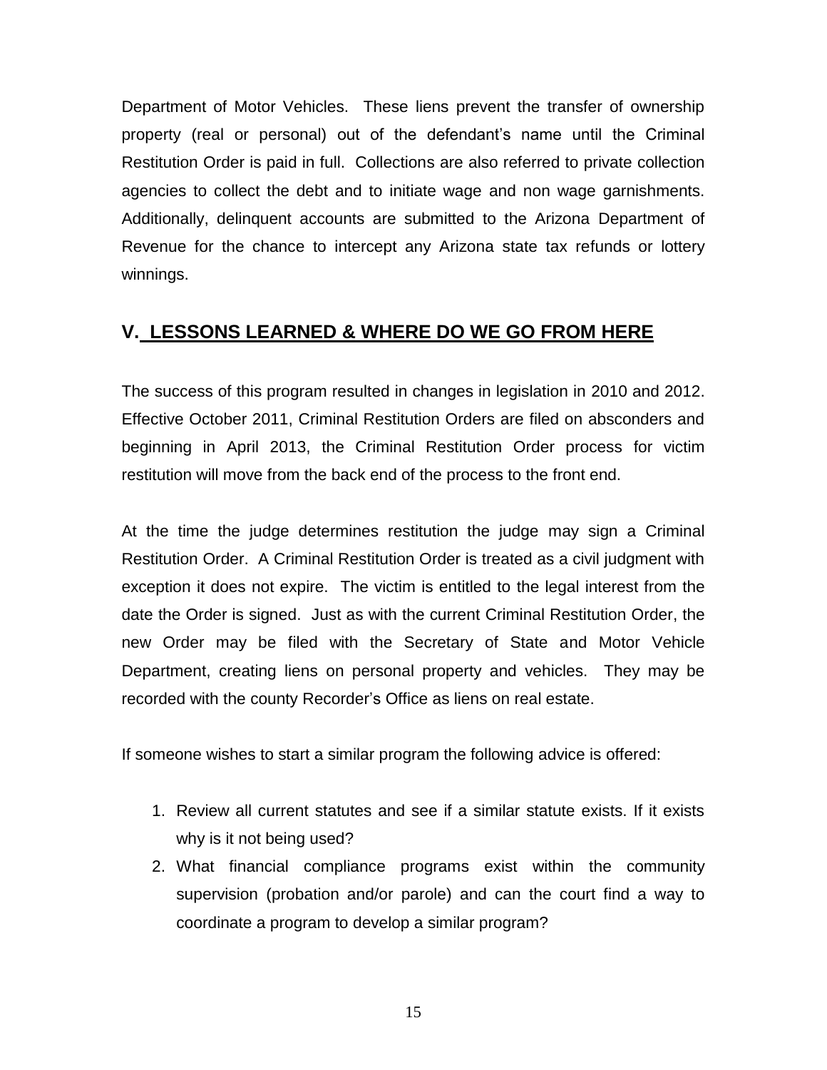Department of Motor Vehicles. These liens prevent the transfer of ownership property (real or personal) out of the defendant's name until the Criminal Restitution Order is paid in full. Collections are also referred to private collection agencies to collect the debt and to initiate wage and non wage garnishments. Additionally, delinquent accounts are submitted to the Arizona Department of Revenue for the chance to intercept any Arizona state tax refunds or lottery winnings.

## V. LESSONS LEARNED & WHERE DO WE GO FROM HERE

The success of this program resulted in changes in legislation in 2010 and 2012. Effective October 2011, Criminal Restitution Orders are filed on absconders and beginning in April 2013, the Criminal Restitution Order process for victim restitution will move from the back end of the process to the front end.

At the time the judge determines restitution the judge may sign a Criminal Restitution Order. A Criminal Restitution Order is treated as a civil judgment with exception it does not expire. The victim is entitled to the legal interest from the date the Order is signed. Just as with the current Criminal Restitution Order, the new Order may be filed with the Secretary of State and Motor Vehicle Department, creating liens on personal property and vehicles. They may be recorded with the county Recorder's Office as liens on real estate.

If someone wishes to start a similar program the following advice is offered:

1. Review all current statutes and see if a similar statute exists. If it exists why is it not being used?
2. What financial compliance programs exist within the community supervision (probation and/or parole) and can the court find a way to coordinate a program to develop a similar program?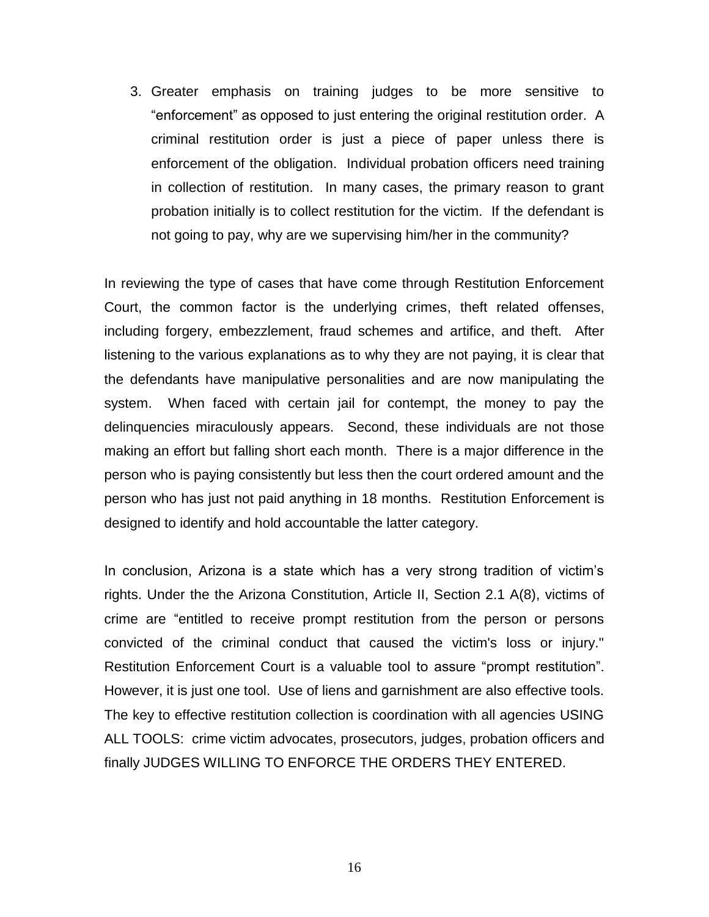3. Greater emphasis on training judges to be more sensitive to "enforcement" as opposed to just entering the original restitution order. A criminal restitution order is just a piece of paper unless there is enforcement of the obligation. Individual probation officers need training in collection of restitution. In many cases, the primary reason to grant probation initially is to collect restitution for the victim. If the defendant is not going to pay, why are we supervising him/her in the community?

In reviewing the type of cases that have come through Restitution Enforcement Court, the common factor is the underlying crimes, theft related offenses, including forgery, embezzlement, fraud schemes and artifice, and theft. After listening to the various explanations as to why they are not paying, it is clear that the defendants have manipulative personalities and are now manipulating the system. When faced with certain jail for contempt, the money to pay the delinquencies miraculously appears. Second, these individuals are not those making an effort but falling short each month. There is a major difference in the person who is paying consistently but less then the court ordered amount and the person who has just not paid anything in 18 months. Restitution Enforcement is designed to identify and hold accountable the latter category.

In conclusion, Arizona is a state which has a very strong tradition of victim's rights. Under the the Arizona Constitution, Article II, Section 2.1 A(8), victims of crime are "entitled to receive prompt restitution from the person or persons convicted of the criminal conduct that caused the victim's loss or injury." Restitution Enforcement Court is a valuable tool to assure "prompt restitution". However, it is just one tool. Use of liens and garnishment are also effective tools. The key to effective restitution collection is coordination with all agencies USING ALL TOOLS: crime victim advocates, prosecutors, judges, probation officers and finally JUDGES WILLING TO ENFORCE THE ORDERS THEY ENTERED.